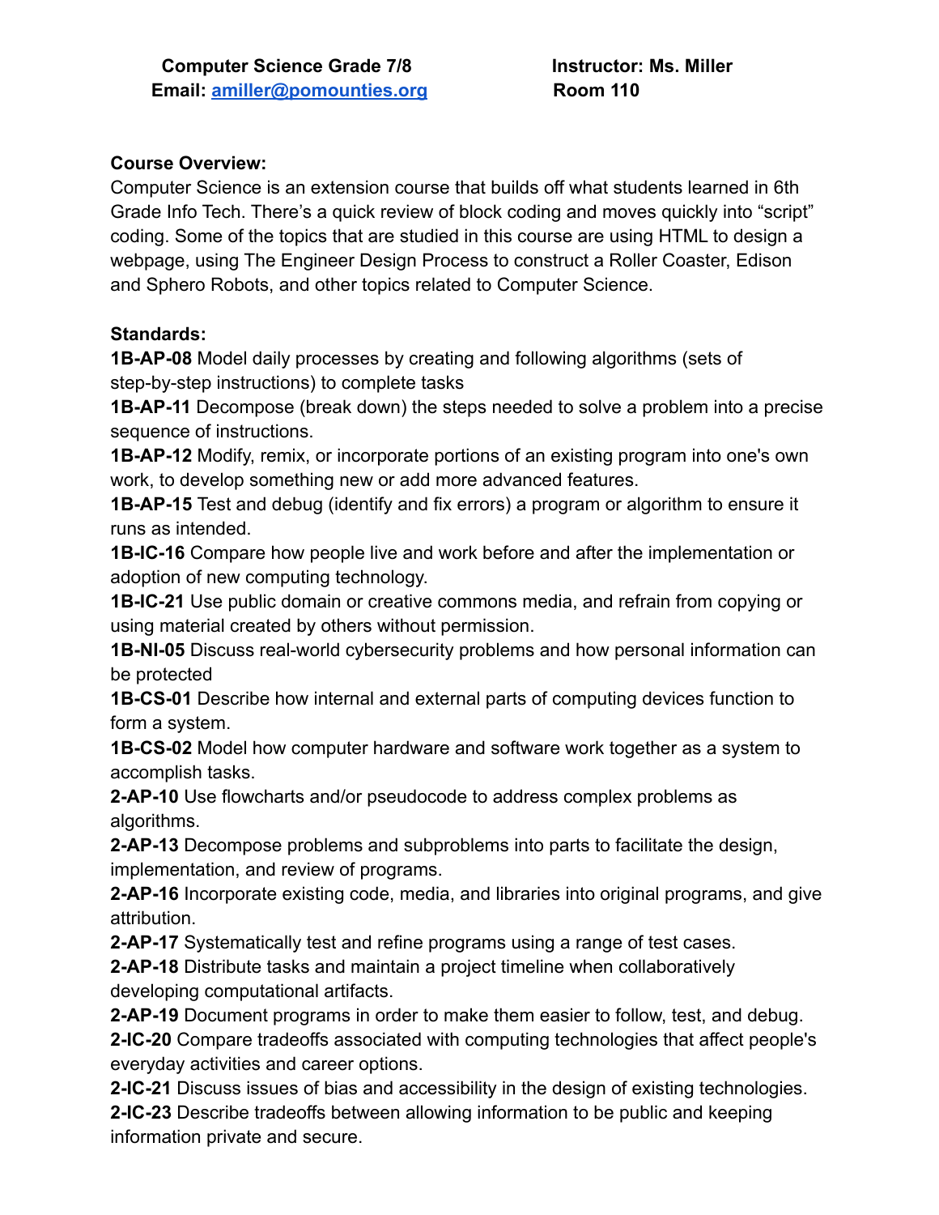**Computer Science Grade 7/8** **Instructor: Ms. Miller**
**Email: [amiller@pomounties.org](mailto:amiller@pomounties.org)** **Room 110**

**Course Overview:**
Computer Science is an extension course that builds off what students learned in 6th Grade Info Tech. There's a quick review of block coding and moves quickly into "script" coding. Some of the topics that are studied in this course are using HTML to design a webpage, using The Engineer Design Process to construct a Roller Coaster, Edison and Sphero Robots, and other topics related to Computer Science.

**Standards:**
**1B-AP-08** Model daily processes by creating and following algorithms (sets of step-by-step instructions) to complete tasks
**1B-AP-11** Decompose (break down) the steps needed to solve a problem into a precise sequence of instructions.
**1B-AP-12** Modify, remix, or incorporate portions of an existing program into one's own work, to develop something new or add more advanced features.
**1B-AP-15** Test and debug (identify and fix errors) a program or algorithm to ensure it runs as intended.
**1B-IC-16** Compare how people live and work before and after the implementation or adoption of new computing technology.
**1B-IC-21** Use public domain or creative commons media, and refrain from copying or using material created by others without permission.
**1B-NI-05** Discuss real-world cybersecurity problems and how personal information can be protected
**1B-CS-01** Describe how internal and external parts of computing devices function to form a system.
**1B-CS-02** Model how computer hardware and software work together as a system to accomplish tasks.
**2-AP-10** Use flowcharts and/or pseudocode to address complex problems as algorithms.
**2-AP-13** Decompose problems and subproblems into parts to facilitate the design, implementation, and review of programs.
**2-AP-16** Incorporate existing code, media, and libraries into original programs, and give attribution.
**2-AP-17** Systematically test and refine programs using a range of test cases.
**2-AP-18** Distribute tasks and maintain a project timeline when collaboratively developing computational artifacts.
**2-AP-19** Document programs in order to make them easier to follow, test, and debug.
**2-IC-20** Compare tradeoffs associated with computing technologies that affect people's everyday activities and career options.
**2-IC-21** Discuss issues of bias and accessibility in the design of existing technologies.
**2-IC-23** Describe tradeoffs between allowing information to be public and keeping information private and secure.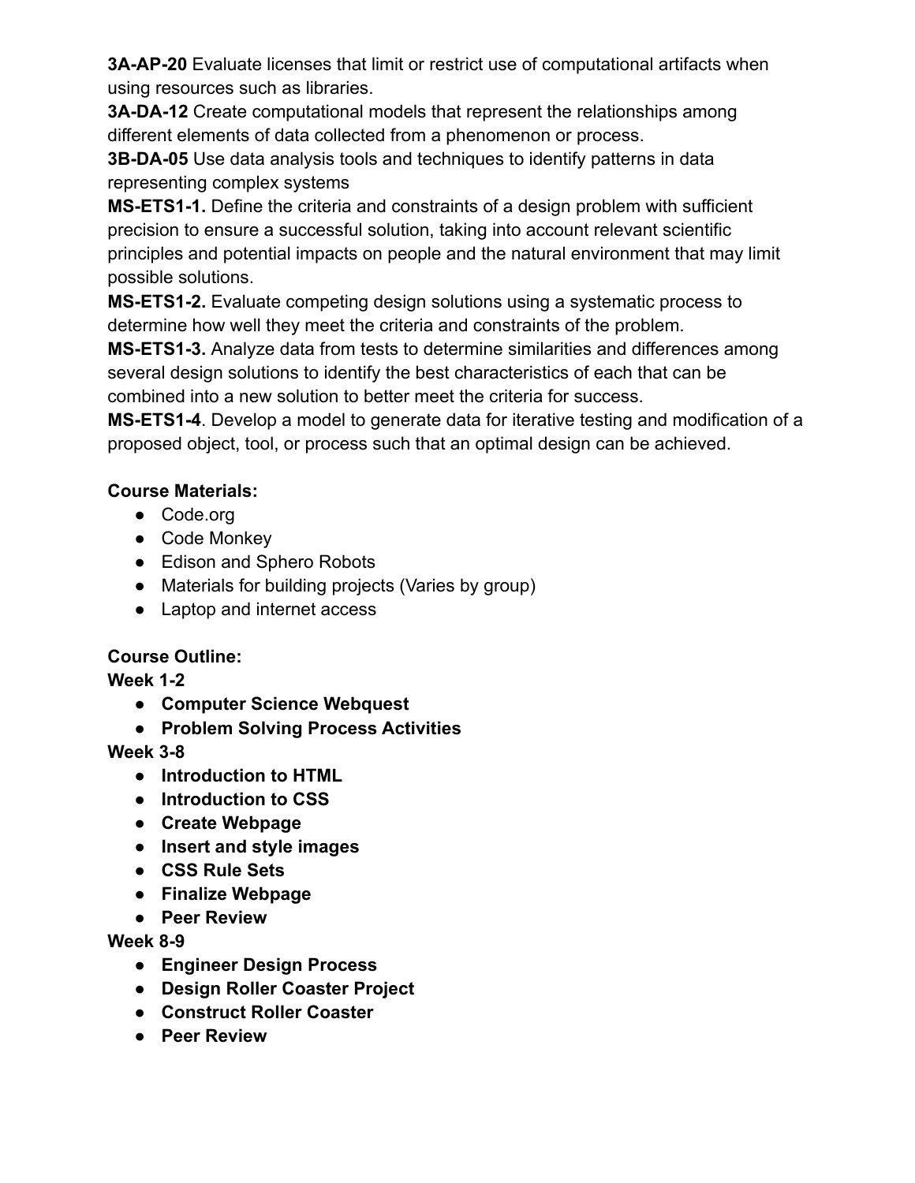**3A-AP-20** Evaluate licenses that limit or restrict use of computational artifacts when using resources such as libraries.
**3A-DA-12** Create computational models that represent the relationships among different elements of data collected from a phenomenon or process.
**3B-DA-05** Use data analysis tools and techniques to identify patterns in data representing complex systems
**MS-ETS1-1.** Define the criteria and constraints of a design problem with sufficient precision to ensure a successful solution, taking into account relevant scientific principles and potential impacts on people and the natural environment that may limit possible solutions.
**MS-ETS1-2.** Evaluate competing design solutions using a systematic process to determine how well they meet the criteria and constraints of the problem.
**MS-ETS1-3.** Analyze data from tests to determine similarities and differences among several design solutions to identify the best characteristics of each that can be combined into a new solution to better meet the criteria for success.
**MS-ETS1-4**. Develop a model to generate data for iterative testing and modification of a proposed object, tool, or process such that an optimal design can be achieved.

**Course Materials:**

- Code.org
- Code Monkey
- Edison and Sphero Robots
- Materials for building projects (Varies by group)
- Laptop and internet access

**Course Outline:**

**Week 1-2**

- **Computer Science Webquest**
- **Problem Solving Process Activities**

**Week 3-8**

- **Introduction to HTML**
- **Introduction to CSS**
- **Create Webpage**
- **Insert and style images**
- **CSS Rule Sets**
- **Finalize Webpage**
- **Peer Review**

**Week 8-9**

- **Engineer Design Process**
- **Design Roller Coaster Project**
- **Construct Roller Coaster**
- **Peer Review**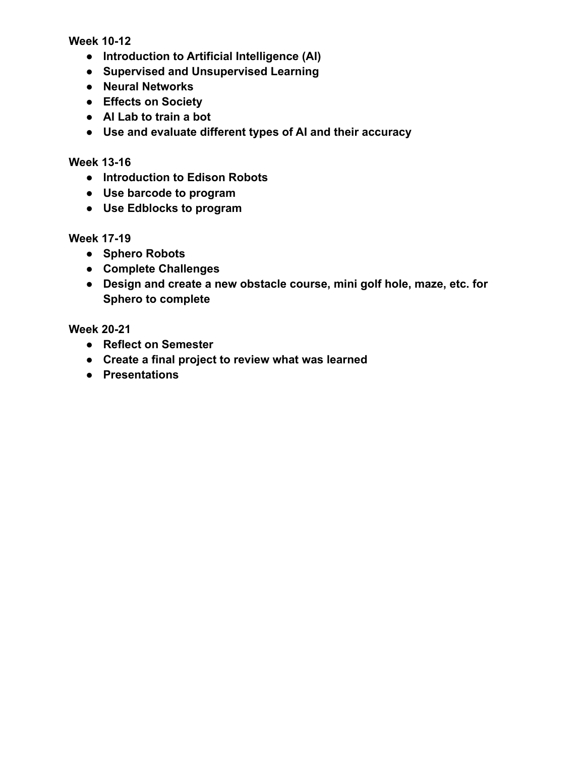**Week 10-12**

- **Introduction to Artificial Intelligence (AI)**
- **Supervised and Unsupervised Learning**
- **Neural Networks**
- **Effects on Society**
- **AI Lab to train a bot**
- **Use and evaluate different types of AI and their accuracy**

**Week 13-16**

- **Introduction to Edison Robots**
- **Use barcode to program**
- **Use Edblocks to program**

**Week 17-19**

- **Sphero Robots**
- **Complete Challenges**
- **Design and create a new obstacle course, mini golf hole, maze, etc. for Sphero to complete**

**Week 20-21**

- **Reflect on Semester**
- **Create a final project to review what was learned**
- **Presentations**